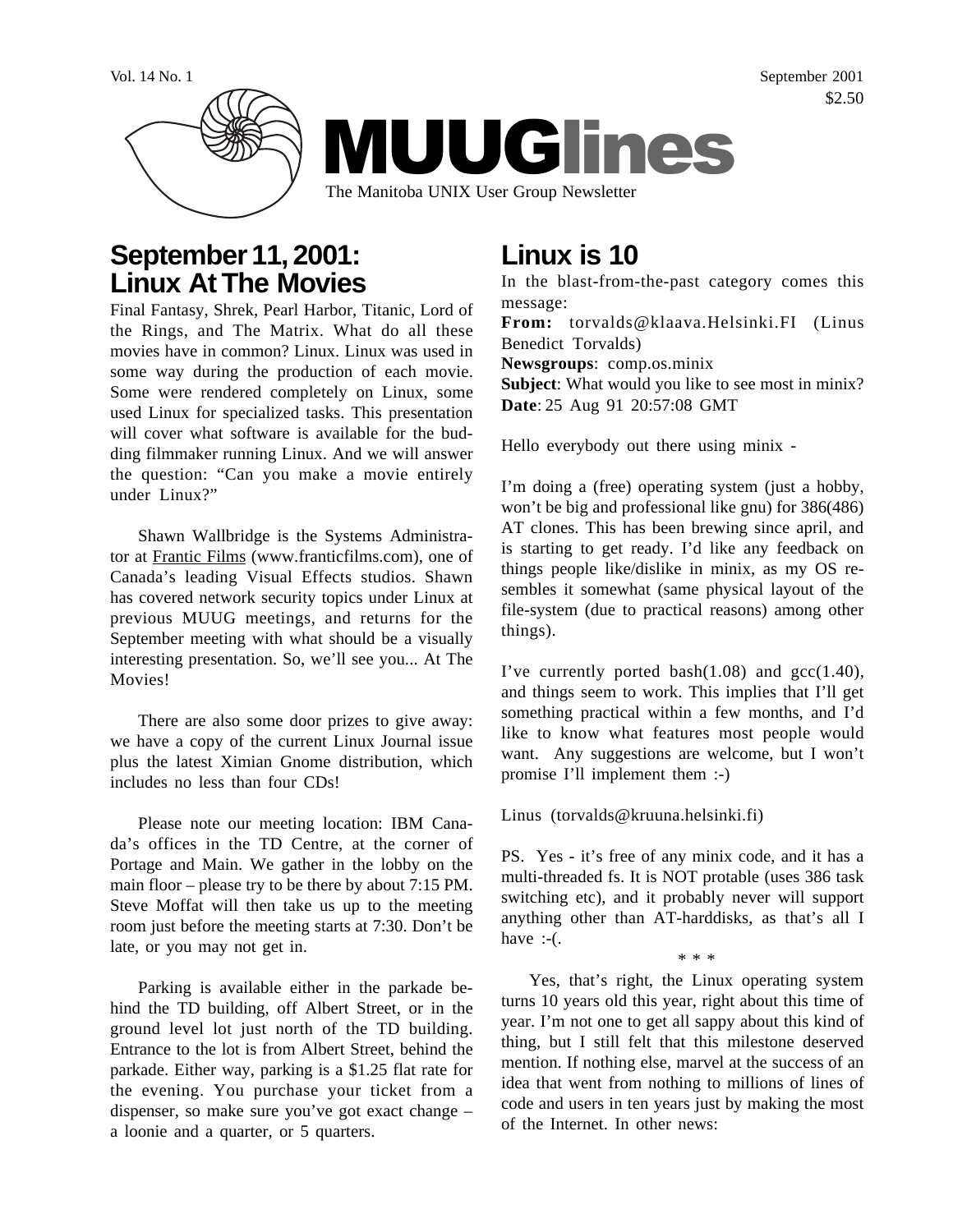Vol. 14 No. 1 September 2001

$2.50

# MUUGlines

The Manitoba UNIX User Group Newsletter

## September 11, 2001: Linux At The Movies

Final Fantasy, Shrek, Pearl Harbor, Titanic, Lord of the Rings, and The Matrix. What do all these movies have in common? Linux. Linux was used in some way during the production of each movie. Some were rendered completely on Linux, some used Linux for specialized tasks. This presentation will cover what software is available for the budding filmmaker running Linux. And we will answer the question: "Can you make a movie entirely under Linux?"

Shawn Wallbridge is the Systems Administrator at Frantic Films (www.franticfilms.com), one of Canada's leading Visual Effects studios. Shawn has covered network security topics under Linux at previous MUUG meetings, and returns for the September meeting with what should be a visually interesting presentation. So, we'll see you... At The Movies!

There are also some door prizes to give away: we have a copy of the current Linux Journal issue plus the latest Ximian Gnome distribution, which includes no less than four CDs!

Please note our meeting location: IBM Canada's offices in the TD Centre, at the corner of Portage and Main. We gather in the lobby on the main floor – please try to be there by about 7:15 PM. Steve Moffat will then take us up to the meeting room just before the meeting starts at 7:30. Don't be late, or you may not get in.

Parking is available either in the parkade behind the TD building, off Albert Street, or in the ground level lot just north of the TD building. Entrance to the lot is from Albert Street, behind the parkade. Either way, parking is a $1.25 flat rate for the evening. You purchase your ticket from a dispenser, so make sure you've got exact change – a loonie and a quarter, or 5 quarters.

## Linux is 10

In the blast-from-the-past category comes this message:

**From:** torvalds@klaava.Helsinki.FI (Linus Benedict Torvalds)
**Newsgroups**: comp.os.minix
**Subject**: What would you like to see most in minix?
**Date**: 25 Aug 91 20:57:08 GMT

Hello everybody out there using minix -

I'm doing a (free) operating system (just a hobby, won't be big and professional like gnu) for 386(486) AT clones. This has been brewing since april, and is starting to get ready. I'd like any feedback on things people like/dislike in minix, as my OS resembles it somewhat (same physical layout of the file-system (due to practical reasons) among other things).

I've currently ported bash(1.08) and gcc(1.40), and things seem to work. This implies that I'll get something practical within a few months, and I'd like to know what features most people would want. Any suggestions are welcome, but I won't promise I'll implement them :-)

Linus (torvalds@kruuna.helsinki.fi)

PS. Yes - it's free of any minix code, and it has a multi-threaded fs. It is NOT protable (uses 386 task switching etc), and it probably never will support anything other than AT-harddisks, as that's all I have :-(.

\* \* \*

Yes, that's right, the Linux operating system turns 10 years old this year, right about this time of year. I'm not one to get all sappy about this kind of thing, but I still felt that this milestone deserved mention. If nothing else, marvel at the success of an idea that went from nothing to millions of lines of code and users in ten years just by making the most of the Internet. In other news: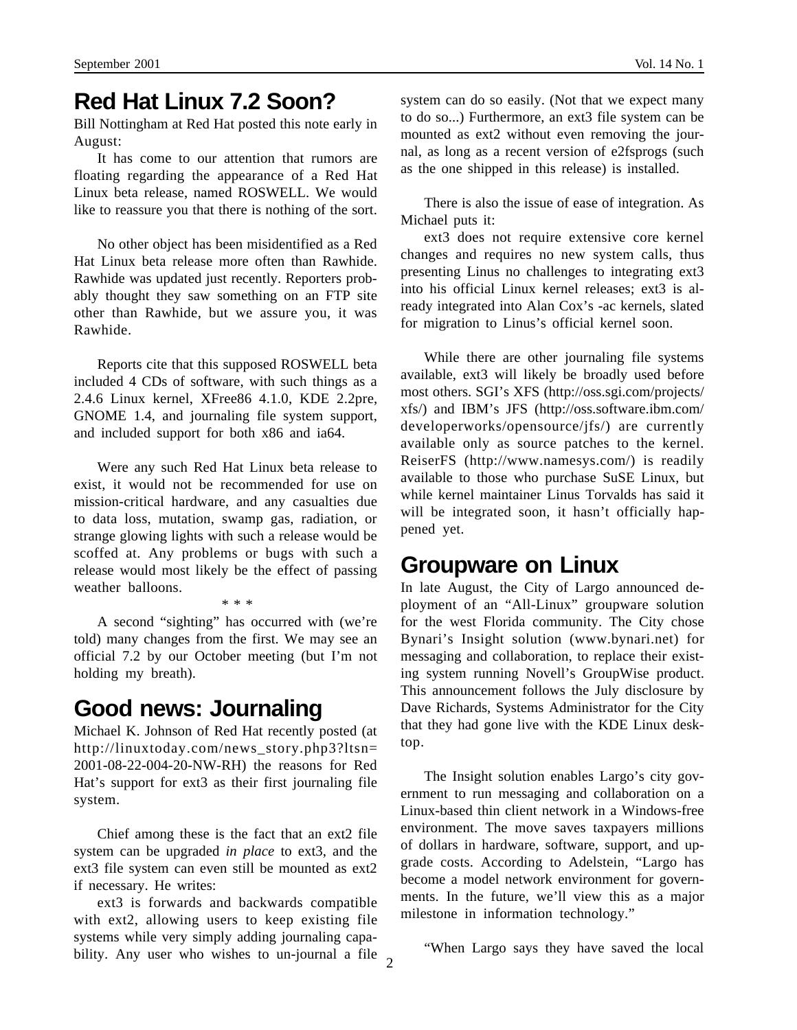# Red Hat Linux 7.2 Soon?

Bill Nottingham at Red Hat posted this note early in August:

It has come to our attention that rumors are floating regarding the appearance of a Red Hat Linux beta release, named ROSWELL. We would like to reassure you that there is nothing of the sort.

No other object has been misidentified as a Red Hat Linux beta release more often than Rawhide. Rawhide was updated just recently. Reporters probably thought they saw something on an FTP site other than Rawhide, but we assure you, it was Rawhide.

Reports cite that this supposed ROSWELL beta included 4 CDs of software, with such things as a 2.4.6 Linux kernel, XFree86 4.1.0, KDE 2.2pre, GNOME 1.4, and journaling file system support, and included support for both x86 and ia64.

Were any such Red Hat Linux beta release to exist, it would not be recommended for use on mission-critical hardware, and any casualties due to data loss, mutation, swamp gas, radiation, or strange glowing lights with such a release would be scoffed at. Any problems or bugs with such a release would most likely be the effect of passing weather balloons.

\* \* \*

A second “sighting” has occurred with (we’re told) many changes from the first. We may see an official 7.2 by our October meeting (but I’m not holding my breath).

# Good news: Journaling

Michael K. Johnson of Red Hat recently posted (at http://linuxtoday.com/news_story.php3?ltsn=2001-08-22-004-20-NW-RH) the reasons for Red Hat’s support for ext3 as their first journaling file system.

Chief among these is the fact that an ext2 file system can be upgraded *in place* to ext3, and the ext3 file system can even still be mounted as ext2 if necessary. He writes:

ext3 is forwards and backwards compatible with ext2, allowing users to keep existing file systems while very simply adding journaling capability. Any user who wishes to un-journal a file system can do so easily. (Not that we expect many to do so...) Furthermore, an ext3 file system can be mounted as ext2 without even removing the journal, as long as a recent version of e2fsprogs (such as the one shipped in this release) is installed.

There is also the issue of ease of integration. As Michael puts it:

ext3 does not require extensive core kernel changes and requires no new system calls, thus presenting Linus no challenges to integrating ext3 into his official Linux kernel releases; ext3 is already integrated into Alan Cox’s -ac kernels, slated for migration to Linus’s official kernel soon.

While there are other journaling file systems available, ext3 will likely be broadly used before most others. SGI’s XFS (http://oss.sgi.com/projects/xfs/) and IBM’s JFS (http://oss.software.ibm.com/developerworks/opensource/jfs/) are currently available only as source patches to the kernel. ReiserFS (http://www.namesys.com/) is readily available to those who purchase SuSE Linux, but while kernel maintainer Linus Torvalds has said it will be integrated soon, it hasn’t officially happened yet.

# Groupware on Linux

In late August, the City of Largo announced deployment of an “All-Linux” groupware solution for the west Florida community. The City chose Bynari’s Insight solution (www.bynari.net) for messaging and collaboration, to replace their existing system running Novell’s GroupWise product. This announcement follows the July disclosure by Dave Richards, Systems Administrator for the City that they had gone live with the KDE Linux desktop.

The Insight solution enables Largo’s city government to run messaging and collaboration on a Linux-based thin client network in a Windows-free environment. The move saves taxpayers millions of dollars in hardware, software, support, and upgrade costs. According to Adelstein, “Largo has become a model network environment for governments. In the future, we’ll view this as a major milestone in information technology.”

“When Largo says they have saved the local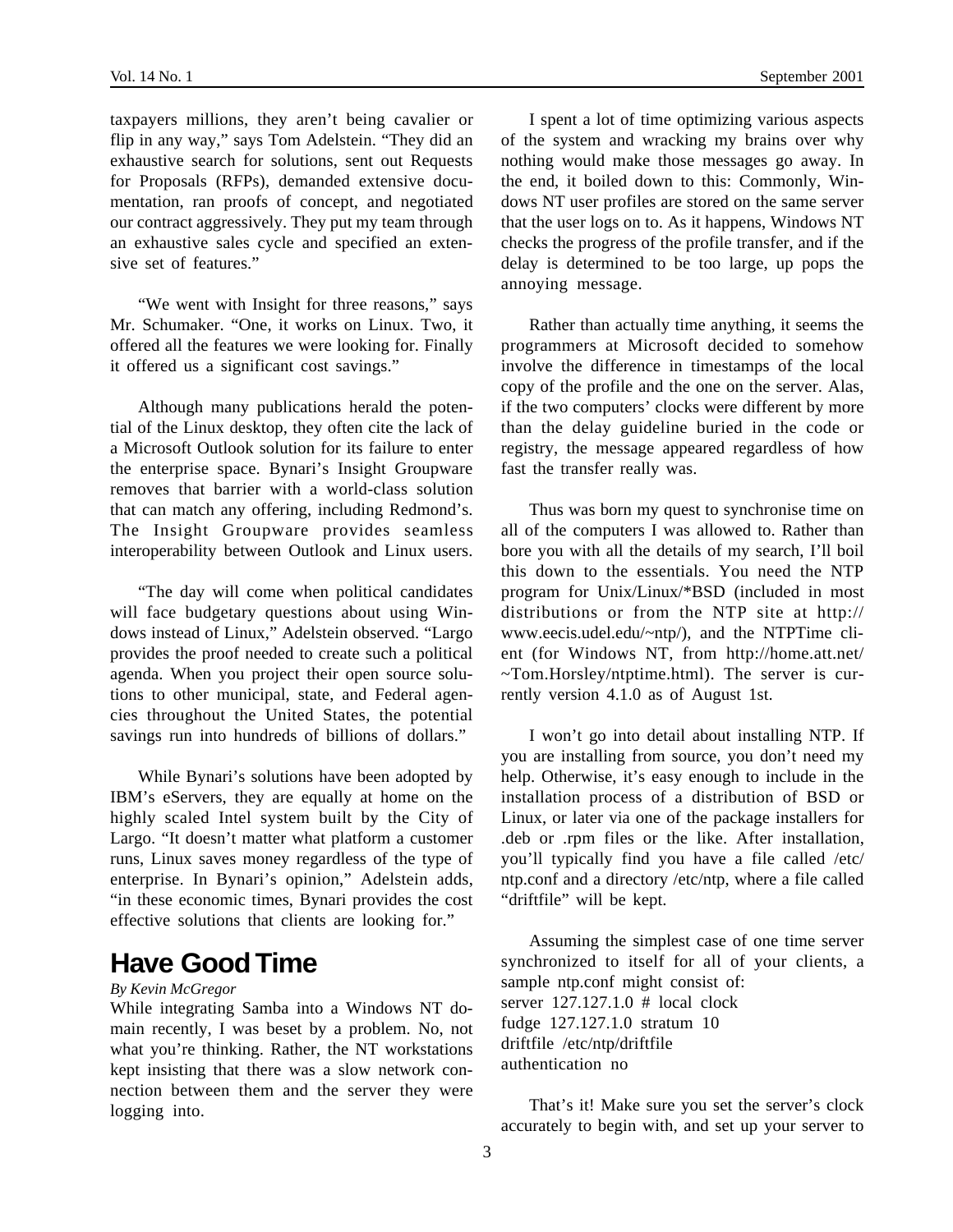taxpayers millions, they aren't being cavalier or flip in any way," says Tom Adelstein. "They did an exhaustive search for solutions, sent out Requests for Proposals (RFPs), demanded extensive documentation, ran proofs of concept, and negotiated our contract aggressively. They put my team through an exhaustive sales cycle and specified an extensive set of features."

"We went with Insight for three reasons," says Mr. Schumaker. "One, it works on Linux. Two, it offered all the features we were looking for. Finally it offered us a significant cost savings."

Although many publications herald the potential of the Linux desktop, they often cite the lack of a Microsoft Outlook solution for its failure to enter the enterprise space. Bynari's Insight Groupware removes that barrier with a world-class solution that can match any offering, including Redmond's. The Insight Groupware provides seamless interoperability between Outlook and Linux users.

"The day will come when political candidates will face budgetary questions about using Windows instead of Linux," Adelstein observed. "Largo provides the proof needed to create such a political agenda. When you project their open source solutions to other municipal, state, and Federal agencies throughout the United States, the potential savings run into hundreds of billions of dollars."

While Bynari's solutions have been adopted by IBM's eServers, they are equally at home on the highly scaled Intel system built by the City of Largo. "It doesn't matter what platform a customer runs, Linux saves money regardless of the type of enterprise. In Bynari's opinion," Adelstein adds, "in these economic times, Bynari provides the cost effective solutions that clients are looking for."

## Have Good Time

*By Kevin McGregor*

While integrating Samba into a Windows NT domain recently, I was beset by a problem. No, not what you're thinking. Rather, the NT workstations kept insisting that there was a slow network connection between them and the server they were logging into.

I spent a lot of time optimizing various aspects of the system and wracking my brains over why nothing would make those messages go away. In the end, it boiled down to this: Commonly, Windows NT user profiles are stored on the same server that the user logs on to. As it happens, Windows NT checks the progress of the profile transfer, and if the delay is determined to be too large, up pops the annoying message.

Rather than actually time anything, it seems the programmers at Microsoft decided to somehow involve the difference in timestamps of the local copy of the profile and the one on the server. Alas, if the two computers' clocks were different by more than the delay guideline buried in the code or registry, the message appeared regardless of how fast the transfer really was.

Thus was born my quest to synchronise time on all of the computers I was allowed to. Rather than bore you with all the details of my search, I'll boil this down to the essentials. You need the NTP program for Unix/Linux/*BSD (included in most distributions or from the NTP site at http://www.eecis.udel.edu/~ntp/), and the NTPTime client (for Windows NT, from http://home.att.net/~Tom.Horsley/ntptime.html). The server is currently version 4.1.0 as of August 1st.

I won't go into detail about installing NTP. If you are installing from source, you don't need my help. Otherwise, it's easy enough to include in the installation process of a distribution of BSD or Linux, or later via one of the package installers for .deb or .rpm files or the like. After installation, you'll typically find you have a file called /etc/ntp.conf and a directory /etc/ntp, where a file called "driftfile" will be kept.

Assuming the simplest case of one time server synchronized to itself for all of your clients, a sample ntp.conf might consist of:

```
server 127.127.1.0 # local clock
fudge 127.127.1.0 stratum 10
driftfile /etc/ntp/driftfile
authentication no
```

That's it! Make sure you set the server's clock accurately to begin with, and set up your server to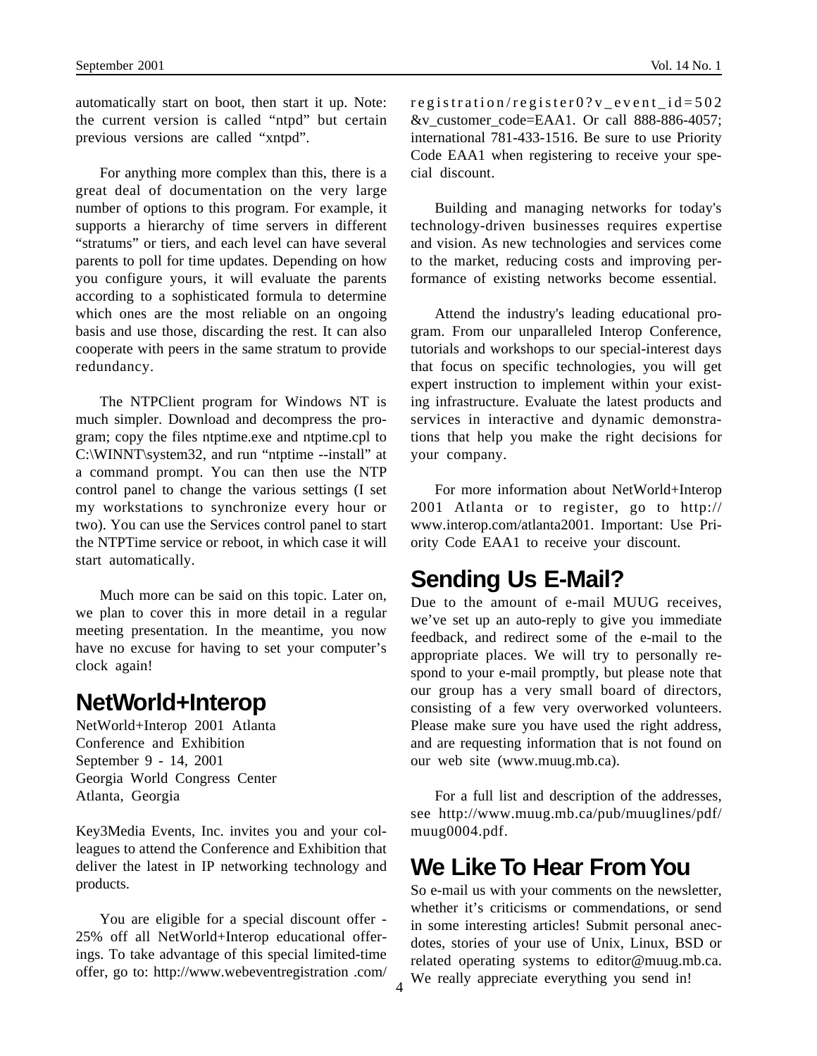automatically start on boot, then start it up. Note: the current version is called “ntpd” but certain previous versions are called “xntpd”.

For anything more complex than this, there is a great deal of documentation on the very large number of options to this program. For example, it supports a hierarchy of time servers in different “stratums” or tiers, and each level can have several parents to poll for time updates. Depending on how you configure yours, it will evaluate the parents according to a sophisticated formula to determine which ones are the most reliable on an ongoing basis and use those, discarding the rest. It can also cooperate with peers in the same stratum to provide redundancy.

The NTPClient program for Windows NT is much simpler. Download and decompress the program; copy the files ntptime.exe and ntptime.cpl to C:\WINNT\system32, and run “ntptime --install” at a command prompt. You can then use the NTP control panel to change the various settings (I set my workstations to synchronize every hour or two). You can use the Services control panel to start the NTPTime service or reboot, in which case it will start automatically.

Much more can be said on this topic. Later on, we plan to cover this in more detail in a regular meeting presentation. In the meantime, you now have no excuse for having to set your computer’s clock again!

## NetWorld+Interop

NetWorld+Interop 2001 Atlanta
Conference and Exhibition
September 9 - 14, 2001
Georgia World Congress Center
Atlanta, Georgia

Key3Media Events, Inc. invites you and your colleagues to attend the Conference and Exhibition that deliver the latest in IP networking technology and products.

You are eligible for a special discount offer - 25% off all NetWorld+Interop educational offerings. To take advantage of this special limited-time offer, go to: http://www.webeventregistration .com/registration/register0?v_event_id=502&v_customer_code=EAA1. Or call 888-886-4057; international 781-433-1516. Be sure to use Priority Code EAA1 when registering to receive your special discount.

Building and managing networks for today's technology-driven businesses requires expertise and vision. As new technologies and services come to the market, reducing costs and improving performance of existing networks become essential.

Attend the industry's leading educational program. From our unparalleled Interop Conference, tutorials and workshops to our special-interest days that focus on specific technologies, you will get expert instruction to implement within your existing infrastructure. Evaluate the latest products and services in interactive and dynamic demonstrations that help you make the right decisions for your company.

For more information about NetWorld+Interop 2001 Atlanta or to register, go to http://www.interop.com/atlanta2001. Important: Use Priority Code EAA1 to receive your discount.

## Sending Us E-Mail?

Due to the amount of e-mail MUUG receives, we’ve set up an auto-reply to give you immediate feedback, and redirect some of the e-mail to the appropriate places. We will try to personally respond to your e-mail promptly, but please note that our group has a very small board of directors, consisting of a few very overworked volunteers. Please make sure you have used the right address, and are requesting information that is not found on our web site (www.muug.mb.ca).

For a full list and description of the addresses, see http://www.muug.mb.ca/pub/muuglines/pdf/muug0004.pdf.

## We Like To Hear From You

So e-mail us with your comments on the newsletter, whether it’s criticisms or commendations, or send in some interesting articles! Submit personal anecdotes, stories of your use of Unix, Linux, BSD or related operating systems to editor@muug.mb.ca. We really appreciate everything you send in!